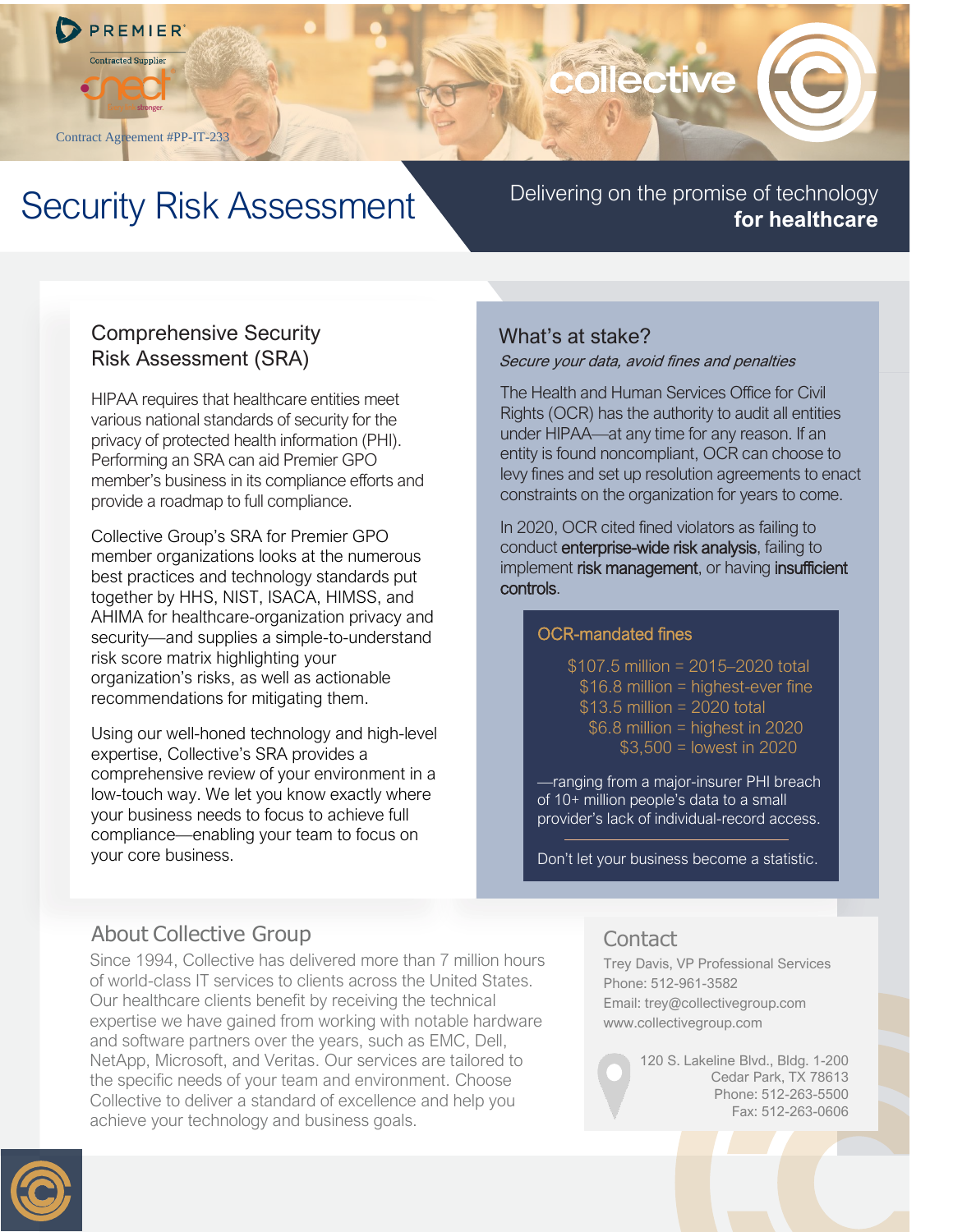PREMIER

Contracted Supplier

Contract Agreement #PP-IT-233

collective

# Security Risk Assessment

Delivering on the promise of technology **for healthcare**

## Comprehensive Security Risk Assessment (SRA)

HIPAA requires that healthcare entities meet various national standards of security for the privacy of protected health information (PHI). Performing an SRA can aid Premier GPO member's business in its compliance efforts and provide a roadmap to full compliance.

Collective Group's SRA for Premier GPO member organizations looks at the numerous best practices and technology standards put together by HHS, NIST, ISACA, HIMSS, and AHIMA for healthcare-organization privacy and security—and supplies a simple-to-understand risk score matrix highlighting your organization's risks, as well as actionable recommendations for mitigating them.

Using our well-honed technology and high-level expertise, Collective's SRA provides a comprehensive review of your environment in a low-touch way. We let you know exactly where your business needs to focus to achieve full compliance—enabling your team to focus on your core business.

## What's at stake?

*Secure your data, avoid fines and penalties*

The Health and Human Services Office for Civil Rights (OCR) has the authority to audit all entities under HIPAA—at any time for any reason. If an entity is found noncompliant, OCR can choose to levy fines and set up resolution agreements to enact constraints on the organization for years to come.

In 2020, OCR cited fined violators as failing to conduct **enterprise-wide risk analysis**, failing to implement **risk management**, or having **insufficient controls**.

### OCR-mandated fines

$107.5 million = 2015–2020 total
$16.8 million = highest-ever fine
$13.5 million = 2020 total
$6.8 million = highest in 2020
$3,500 = lowest in 2020

—ranging from a major-insurer PHI breach of 10+ million people's data to a small provider's lack of individual-record access.

Don't let your business become a statistic.

## About Collective Group

Since 1994, Collective has delivered more than 7 million hours of world-class IT services to clients across the United States. Our healthcare clients benefit by receiving the technical expertise we have gained from working with notable hardware and software partners over the years, such as EMC, Dell, NetApp, Microsoft, and Veritas. Our services are tailored to the specific needs of your team and environment. Choose Collective to deliver a standard of excellence and help you achieve your technology and business goals.

## Contact

Trey Davis, VP Professional Services
Phone: 512-961-3582
Email: trey@collectivegroup.com
www.collectivegroup.com

120 S. Lakeline Blvd., Bldg. 1-200
Cedar Park, TX 78613
Phone: 512-263-5500
Fax: 512-263-0606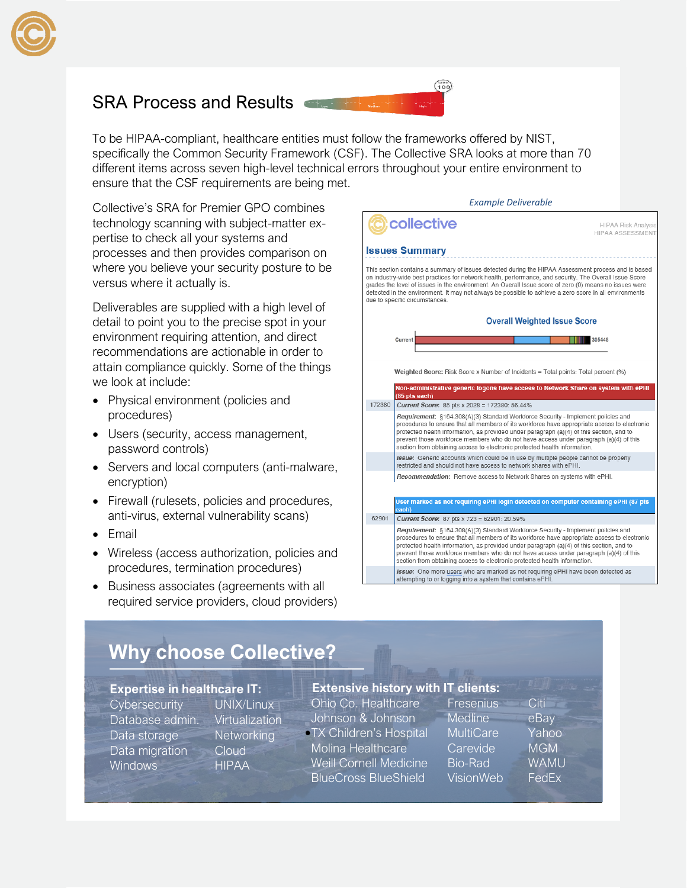## SRA Process and Results

To be HIPAA-compliant, healthcare entities must follow the frameworks offered by NIST, specifically the Common Security Framework (CSF). The Collective SRA looks at more than 70 different items across seven high-level technical errors throughout your entire environment to ensure that the CSF requirements are being met.

Collective's SRA for Premier GPO combines technology scanning with subject-matter expertise to check all your systems and processes and then provides comparison on where you believe your security posture to be versus where it actually is.

Deliverables are supplied with a high level of detail to point you to the precise spot in your environment requiring attention, and direct recommendations are actionable in order to attain compliance quickly. Some of the things we look at include:

- Physical environment (policies and procedures)
- Users (security, access management, password controls)
- Servers and local computers (anti-malware, encryption)
- Firewall (rulesets, policies and procedures, anti-virus, external vulnerability scans)
- Email
- Wireless (access authorization, policies and procedures, termination procedures)
- Business associates (agreements with all required service providers, cloud providers)

*Example Deliverable*

collective

HIPAA Risk Analysis
HIPAA ASSESSMENT

**Issues Summary**

This section contains a summary of issues detected during the HIPAA Assessment process and is based on industry-wide best practices for network health, performance, and security. The Overall Issue Score grades the level of issues in the environment. An Overall Issue score of zero (0) means no issues were detected in the environment. It may not always be possible to achieve a zero score in all environments due to specific circumstances.

**Overall Weighted Issue Score**

Current

305448

**Weighted Score:** Risk Score x Number of Incidents = Total points: Total percent (%)

**Non-administrative generic logons have access to Network Share on system with ePHI (85 pts each)**

172380 — ***Current Score:*** 85 pts x 2028 = 172380: 56.44%

***Requirement:*** §164.308(A)(3) Standard Workforce Security - Implement policies and procedures to ensure that all members of its workforce have appropriate access to electronic protected health information, as provided under paragraph (a)(4) of this section, and to prevent those workforce members who do not have access under paragraph (a)(4) of this section from obtaining access to electronic protected health information.

***Issue:*** Generic accounts which could be in use by multiple people cannot be properly restricted and should not have access to network shares with ePHI.

***Recommendation:*** Remove access to Network Shares on systems with ePHI.

**User marked as not requiring ePHI login detected on computer containing ePHI (87 pts each)**

62901 — ***Current Score:*** 87 pts x 723 = 62901: 20.59%

***Requirement:*** §164.308(A)(3) Standard Workforce Security - Implement policies and procedures to ensure that all members of its workforce have appropriate access to electronic protected health information, as provided under paragraph (a)(4) of this section, and to prevent those workforce members who do not have access under paragraph (a)(4) of this section from obtaining access to electronic protected health information.

***Issue:*** One more users who are marked as not requiring ePHI have been detected as attempting to or logging into a system that contains ePHI.

## Why choose Collective?

### Expertise in healthcare IT:

Cybersecurity, UNIX/Linux, Database admin., Virtualization, Data storage, Networking, Data migration, Cloud, Windows, HIPAA

### Extensive history with IT clients:

Ohio Co. Healthcare, Johnson & Johnson, TX Children's Hospital, Molina Healthcare, Weill Cornell Medicine, BlueCross BlueShield, Fresenius, Medline, MultiCare, Carevide, Bio-Rad, VisionWeb, Citi, eBay, Yahoo, MGM, WAMU, FedEx